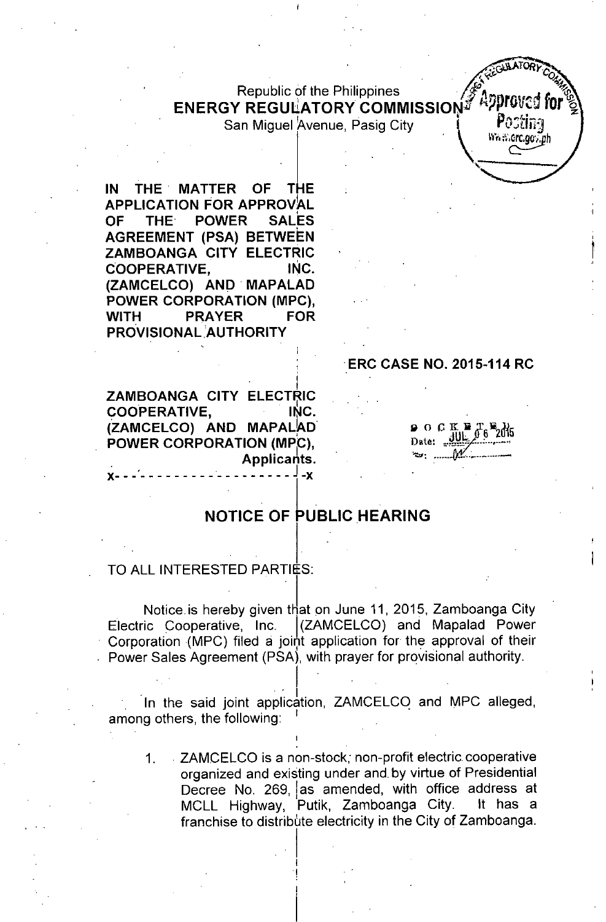Republic of the Philippines
**ENERGY REGULATORY COMMISSION**
San Miguel Avenue, Pasig City

**IN THE MATTER OF THE APPLICATION FOR APPROVAL OF THE POWER SALES AGREEMENT (PSA) BETWEEN ZAMBOANGA CITY ELECTRIC COOPERATIVE, INC. (ZAMCELCO) AND MAPALAD POWER CORPORATION (MPC), WITH PRAYER FOR PROVISIONAL AUTHORITY**

**ERC CASE NO. 2015-114 RC**

**ZAMBOANGA CITY ELECTRIC COOPERATIVE, INC. (ZAMCELCO) AND MAPALAD POWER CORPORATION (MPC),**
**Applicants.**

x- - - - - - - - - - - - - - - - - - - - - - - -x

DOCKETED
Date: JUL 06 2015

## NOTICE OF PUBLIC HEARING

TO ALL INTERESTED PARTIES:

Notice is hereby given that on June 11, 2015, Zamboanga City Electric Cooperative, Inc. (ZAMCELCO) and Mapalad Power Corporation (MPC) filed a joint application for the approval of their Power Sales Agreement (PSA), with prayer for provisional authority.

In the said joint application, ZAMCELCO and MPC alleged, among others, the following:

1. ZAMCELCO is a non-stock, non-profit electric cooperative organized and existing under and by virtue of Presidential Decree No. 269, as amended, with office address at MCLL Highway, Putik, Zamboanga City. It has a franchise to distribute electricity in the City of Zamboanga.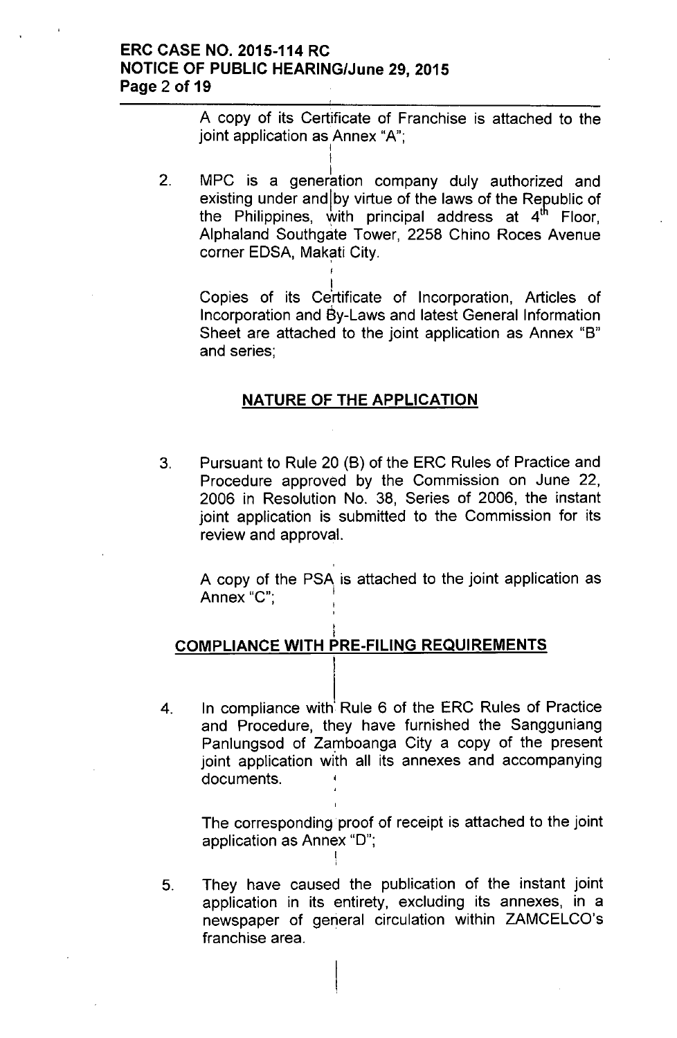A copy of its Certificate of Franchise is attached to the joint application as Annex "A";

2. MPC is a generation company duly authorized and existing under and by virtue of the laws of the Republic of the Philippines, with principal address at 4th Floor, Alphaland Southgate Tower, 2258 Chino Roces Avenue corner EDSA, Makati City.

   Copies of its Certificate of Incorporation, Articles of Incorporation and By-Laws and latest General Information Sheet are attached to the joint application as Annex "B" and series;

## NATURE OF THE APPLICATION

3. Pursuant to Rule 20 (B) of the ERC Rules of Practice and Procedure approved by the Commission on June 22, 2006 in Resolution No. 38, Series of 2006, the instant joint application is submitted to the Commission for its review and approval.

   A copy of the PSA is attached to the joint application as Annex "C";

## COMPLIANCE WITH PRE-FILING REQUIREMENTS

4. In compliance with Rule 6 of the ERC Rules of Practice and Procedure, they have furnished the Sangguniang Panlungsod of Zamboanga City a copy of the present joint application with all its annexes and accompanying documents.

   The corresponding proof of receipt is attached to the joint application as Annex "D";

5. They have caused the publication of the instant joint application in its entirety, excluding its annexes, in a newspaper of general circulation within ZAMCELCO's franchise area.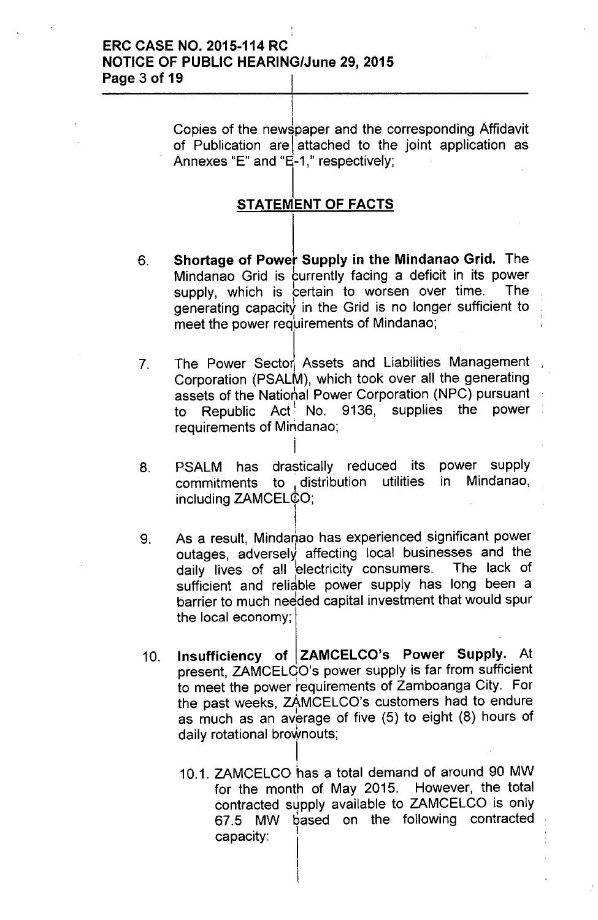Copies of the newspaper and the corresponding Affidavit of Publication are attached to the joint application as Annexes "E" and "E-1," respectively;

## STATEMENT OF FACTS

6. **Shortage of Power Supply in the Mindanao Grid.** The Mindanao Grid is currently facing a deficit in its power supply, which is certain to worsen over time. The generating capacity in the Grid is no longer sufficient to meet the power requirements of Mindanao;

7. The Power Sector Assets and Liabilities Management Corporation (PSALM), which took over all the generating assets of the National Power Corporation (NPC) pursuant to Republic Act No. 9136, supplies the power requirements of Mindanao;

8. PSALM has drastically reduced its power supply commitments to distribution utilities in Mindanao, including ZAMCELCO;

9. As a result, Mindanao has experienced significant power outages, adversely affecting local businesses and the daily lives of all electricity consumers. The lack of sufficient and reliable power supply has long been a barrier to much needed capital investment that would spur the local economy;

10. **Insufficiency of ZAMCELCO's Power Supply.** At present, ZAMCELCO's power supply is far from sufficient to meet the power requirements of Zamboanga City. For the past weeks, ZAMCELCO's customers had to endure as much as an average of five (5) to eight (8) hours of daily rotational brownouts;

    10.1. ZAMCELCO has a total demand of around 90 MW for the month of May 2015. However, the total contracted supply available to ZAMCELCO is only 67.5 MW based on the following contracted capacity: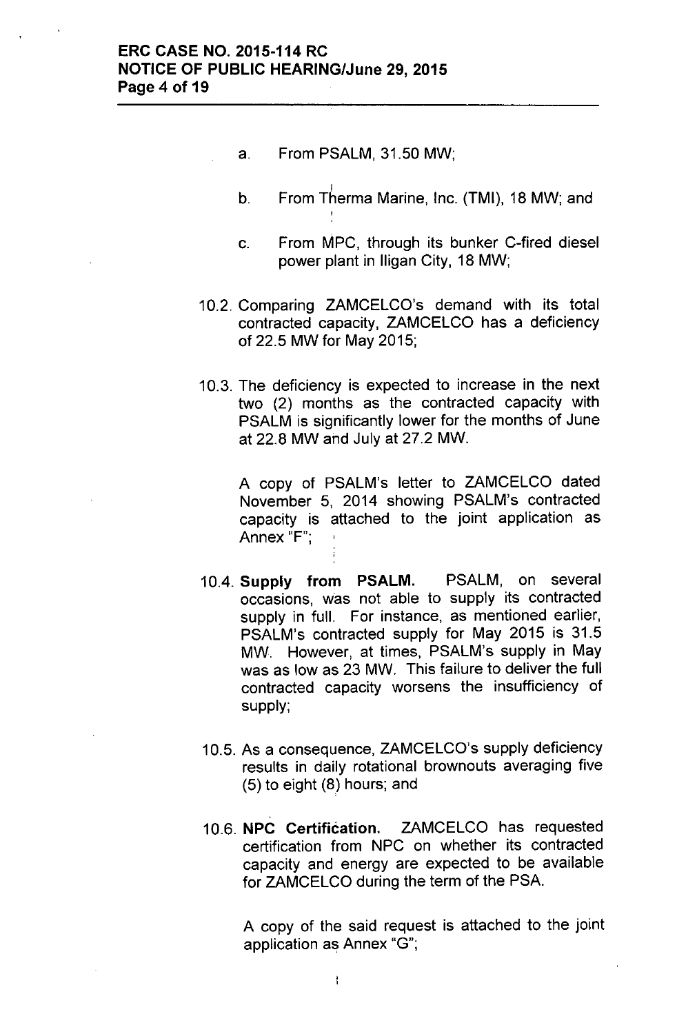a. From PSALM, 31.50 MW;

b. From Therma Marine, Inc. (TMI), 18 MW; and

c. From MPC, through its bunker C-fired diesel power plant in Iligan City, 18 MW;

10.2. Comparing ZAMCELCO's demand with its total contracted capacity, ZAMCELCO has a deficiency of 22.5 MW for May 2015;

10.3. The deficiency is expected to increase in the next two (2) months as the contracted capacity with PSALM is significantly lower for the months of June at 22.8 MW and July at 27.2 MW.

A copy of PSALM's letter to ZAMCELCO dated November 5, 2014 showing PSALM's contracted capacity is attached to the joint application as Annex "F";

10.4. **Supply from PSALM.** PSALM, on several occasions, was not able to supply its contracted supply in full. For instance, as mentioned earlier, PSALM's contracted supply for May 2015 is 31.5 MW. However, at times, PSALM's supply in May was as low as 23 MW. This failure to deliver the full contracted capacity worsens the insufficiency of supply;

10.5. As a consequence, ZAMCELCO's supply deficiency results in daily rotational brownouts averaging five (5) to eight (8) hours; and

10.6. **NPC Certification.** ZAMCELCO has requested certification from NPC on whether its contracted capacity and energy are expected to be available for ZAMCELCO during the term of the PSA.

A copy of the said request is attached to the joint application as Annex "G";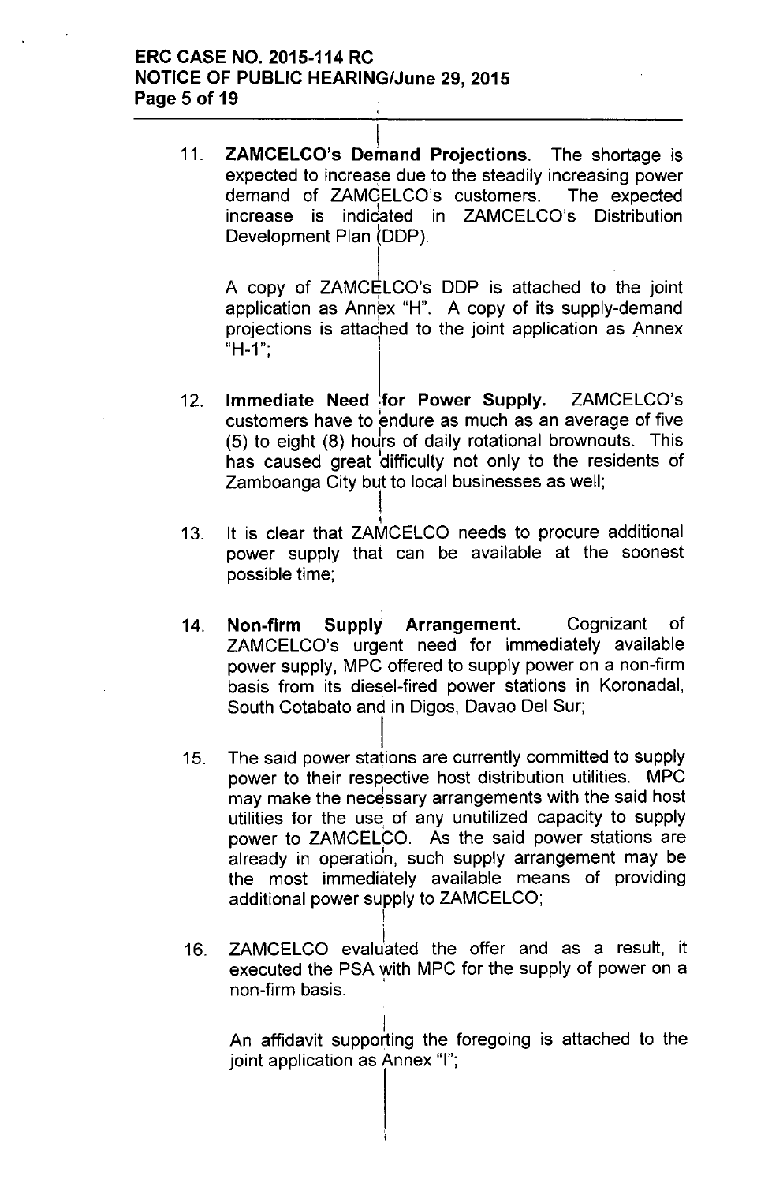11. **ZAMCELCO's Demand Projections**. The shortage is expected to increase due to the steadily increasing power demand of ZAMCELCO's customers. The expected increase is indicated in ZAMCELCO's Distribution Development Plan (DDP).

    A copy of ZAMCELCO's DDP is attached to the joint application as Annex "H". A copy of its supply-demand projections is attached to the joint application as Annex "H-1";

12. **Immediate Need for Power Supply.** ZAMCELCO's customers have to endure as much as an average of five (5) to eight (8) hours of daily rotational brownouts. This has caused great difficulty not only to the residents of Zamboanga City but to local businesses as well;

13. It is clear that ZAMCELCO needs to procure additional power supply that can be available at the soonest possible time;

14. **Non-firm Supply Arrangement.** Cognizant of ZAMCELCO's urgent need for immediately available power supply, MPC offered to supply power on a non-firm basis from its diesel-fired power stations in Koronadal, South Cotabato and in Digos, Davao Del Sur;

15. The said power stations are currently committed to supply power to their respective host distribution utilities. MPC may make the necessary arrangements with the said host utilities for the use of any unutilized capacity to supply power to ZAMCELCO. As the said power stations are already in operation, such supply arrangement may be the most immediately available means of providing additional power supply to ZAMCELCO;

16. ZAMCELCO evaluated the offer and as a result, it executed the PSA with MPC for the supply of power on a non-firm basis.

    An affidavit supporting the foregoing is attached to the joint application as Annex "I";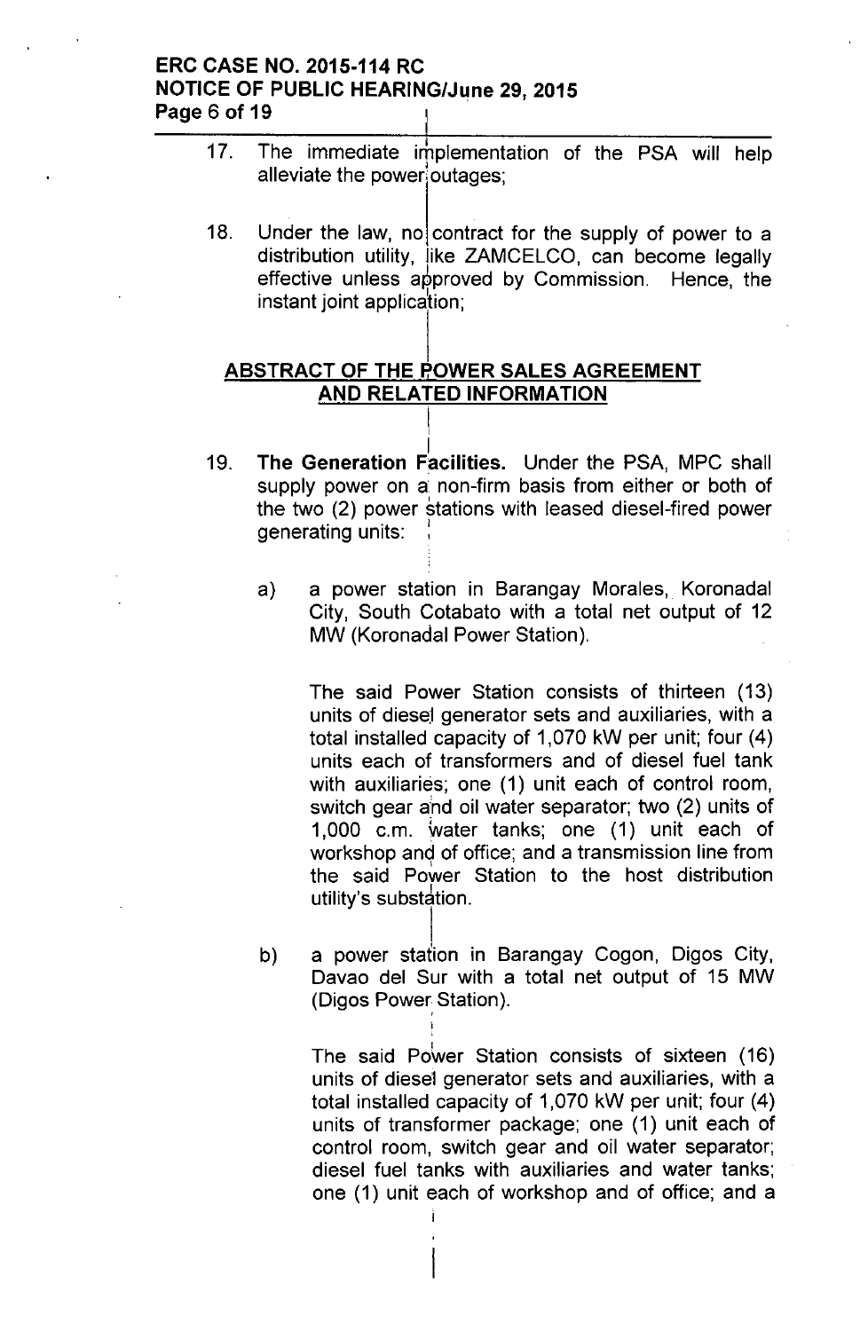17. The immediate implementation of the PSA will help alleviate the power outages;

18. Under the law, no contract for the supply of power to a distribution utility, like ZAMCELCO, can become legally effective unless approved by Commission. Hence, the instant joint application;

## ABSTRACT OF THE POWER SALES AGREEMENT AND RELATED INFORMATION

19. **The Generation Facilities.** Under the PSA, MPC shall supply power on a non-firm basis from either or both of the two (2) power stations with leased diesel-fired power generating units:

    a) a power station in Barangay Morales, Koronadal City, South Cotabato with a total net output of 12 MW (Koronadal Power Station).

       The said Power Station consists of thirteen (13) units of diesel generator sets and auxiliaries, with a total installed capacity of 1,070 kW per unit; four (4) units each of transformers and of diesel fuel tank with auxiliaries; one (1) unit each of control room, switch gear and oil water separator; two (2) units of 1,000 c.m. water tanks; one (1) unit each of workshop and of office; and a transmission line from the said Power Station to the host distribution utility's substation.

    b) a power station in Barangay Cogon, Digos City, Davao del Sur with a total net output of 15 MW (Digos Power Station).

       The said Power Station consists of sixteen (16) units of diesel generator sets and auxiliaries, with a total installed capacity of 1,070 kW per unit; four (4) units of transformer package; one (1) unit each of control room, switch gear and oil water separator; diesel fuel tanks with auxiliaries and water tanks; one (1) unit each of workshop and of office; and a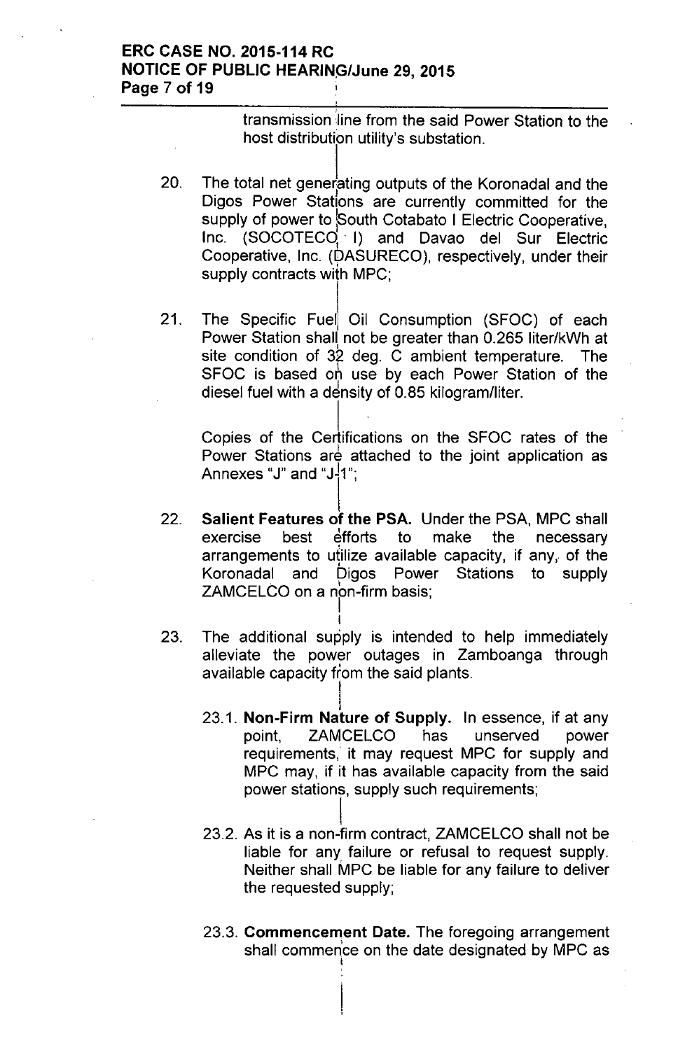transmission line from the said Power Station to the host distribution utility's substation.

20. The total net generating outputs of the Koronadal and the Digos Power Stations are currently committed for the supply of power to South Cotabato I Electric Cooperative, Inc. (SOCOTECO I) and Davao del Sur Electric Cooperative, Inc. (DASURECO), respectively, under their supply contracts with MPC;

21. The Specific Fuel Oil Consumption (SFOC) of each Power Station shall not be greater than 0.265 liter/kWh at site condition of 32 deg. C ambient temperature. The SFOC is based on use by each Power Station of the diesel fuel with a density of 0.85 kilogram/liter.

    Copies of the Certifications on the SFOC rates of the Power Stations are attached to the joint application as Annexes "J" and "J-1";

22. **Salient Features of the PSA.** Under the PSA, MPC shall exercise best efforts to make the necessary arrangements to utilize available capacity, if any, of the Koronadal and Digos Power Stations to supply ZAMCELCO on a non-firm basis;

23. The additional supply is intended to help immediately alleviate the power outages in Zamboanga through available capacity from the said plants.

    23.1. **Non-Firm Nature of Supply.** In essence, if at any point, ZAMCELCO has unserved power requirements, it may request MPC for supply and MPC may, if it has available capacity from the said power stations, supply such requirements;

    23.2. As it is a non-firm contract, ZAMCELCO shall not be liable for any failure or refusal to request supply. Neither shall MPC be liable for any failure to deliver the requested supply;

    23.3. **Commencement Date.** The foregoing arrangement shall commence on the date designated by MPC as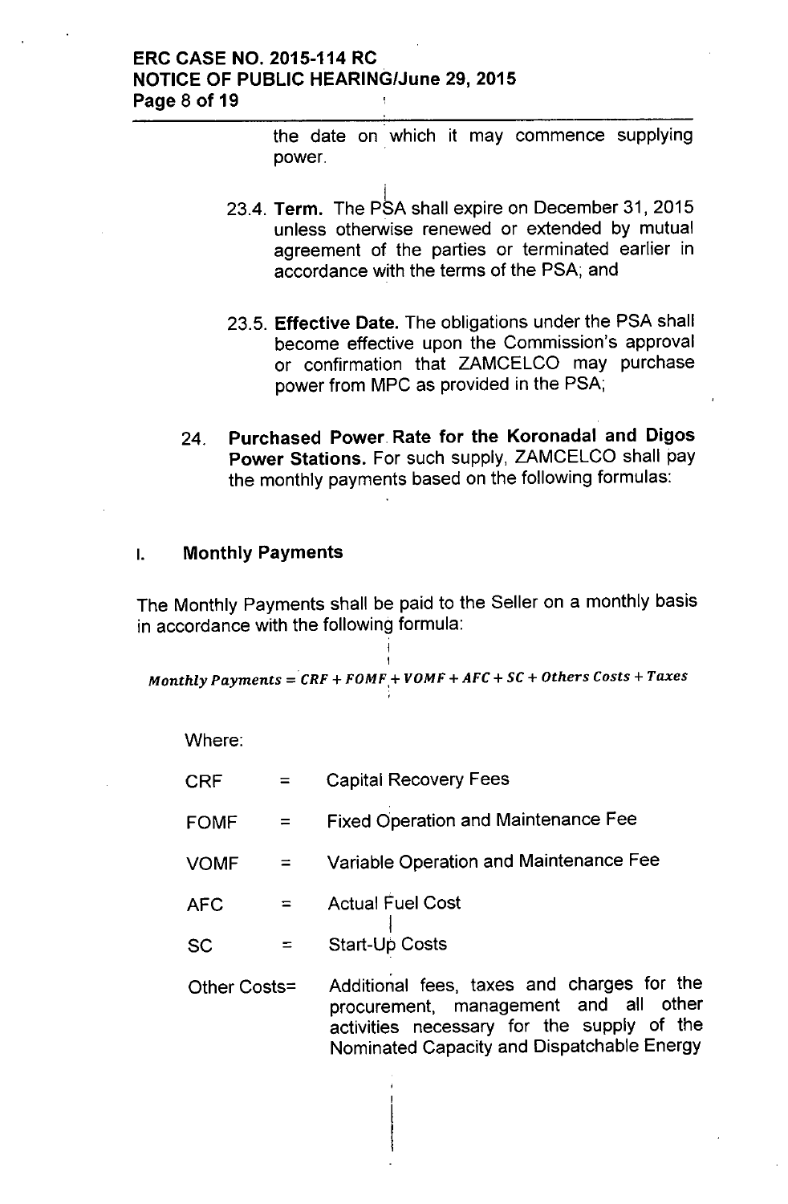the date on which it may commence supplying power.

23.4. **Term.** The PSA shall expire on December 31, 2015 unless otherwise renewed or extended by mutual agreement of the parties or terminated earlier in accordance with the terms of the PSA; and

23.5. **Effective Date.** The obligations under the PSA shall become effective upon the Commission's approval or confirmation that ZAMCELCO may purchase power from MPC as provided in the PSA;

24. **Purchased Power Rate for the Koronadal and Digos Power Stations.** For such supply, ZAMCELCO shall pay the monthly payments based on the following formulas:

## I. Monthly Payments

The Monthly Payments shall be paid to the Seller on a monthly basis in accordance with the following formula:

$$Monthly\ Payments = CRF + FOMF + VOMF + AFC + SC + Others\ Costs + Taxes$$

Where:

| | | |
|---|---|---|
| CRF | = | Capital Recovery Fees |
| FOMF | = | Fixed Operation and Maintenance Fee |
| VOMF | = | Variable Operation and Maintenance Fee |
| AFC | = | Actual Fuel Cost |
| SC | = | Start-Up Costs |
| Other Costs= | | Additional fees, taxes and charges for the procurement, management and all other activities necessary for the supply of the Nominated Capacity and Dispatchable Energy |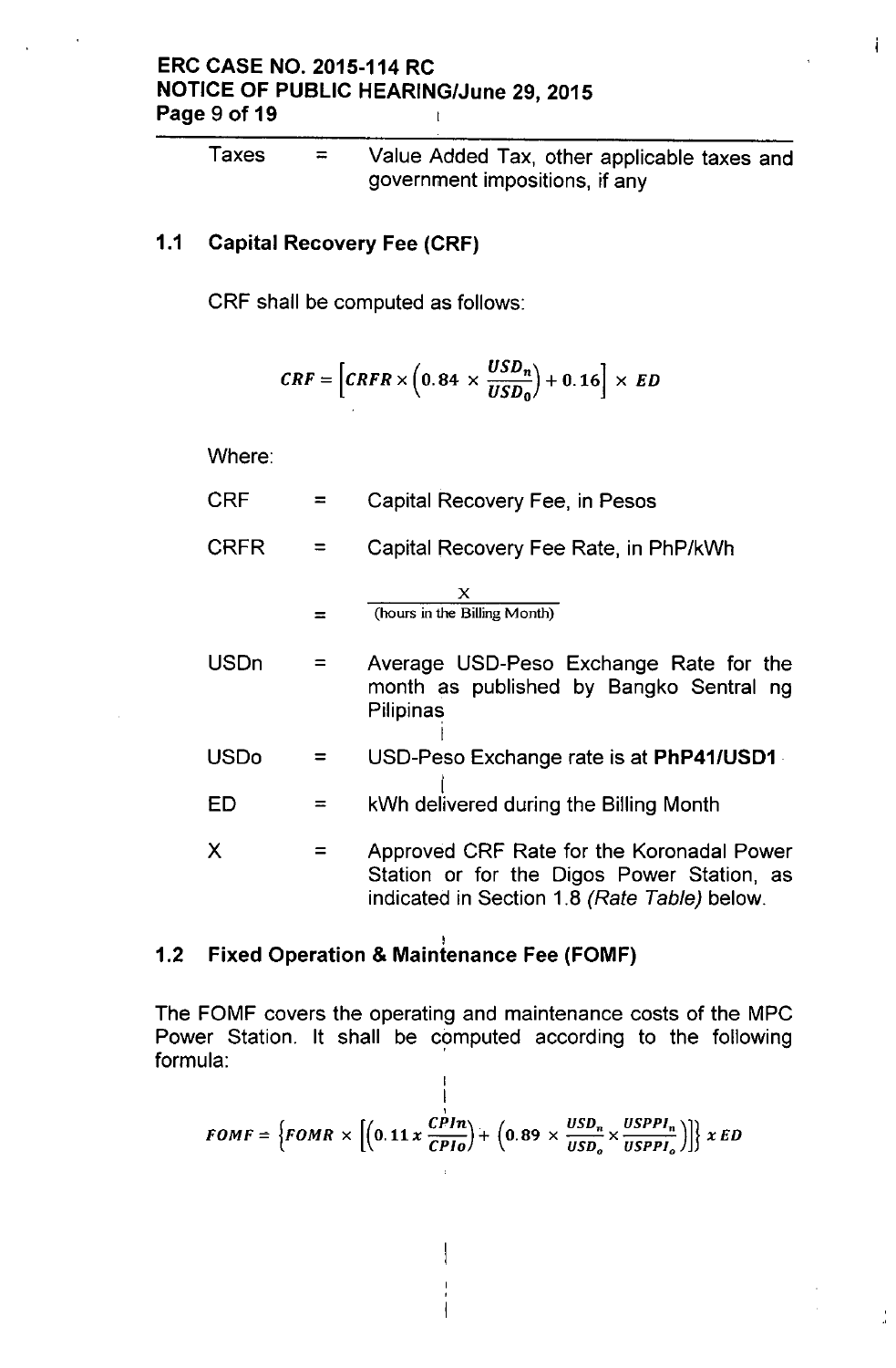| | | |
|---|---|---|
| Taxes | = | Value Added Tax, other applicable taxes and government impositions, if any |

### 1.1 Capital Recovery Fee (CRF)

CRF shall be computed as follows:

$$CRF = \left[CRFR \times \left(0.84 \times \frac{USD_n}{USD_0}\right) + 0.16\right] \times ED$$

Where:

| | | |
|---|---|---|
| CRF | = | Capital Recovery Fee, in Pesos |
| CRFR | = | Capital Recovery Fee Rate, in PhP/kWh |
| | = | $\frac{X}{\text{(hours in the Billing Month)}}$ |
| USDn | = | Average USD-Peso Exchange Rate for the month as published by Bangko Sentral ng Pilipinas |
| USDo | = | USD-Peso Exchange rate is at **PhP41/USD1** |
| ED | = | kWh delivered during the Billing Month |
| X | = | Approved CRF Rate for the Koronadal Power Station or for the Digos Power Station, as indicated in Section 1.8 *(Rate Table)* below. |

### 1.2 Fixed Operation & Maintenance Fee (FOMF)

The FOMF covers the operating and maintenance costs of the MPC Power Station. It shall be computed according to the following formula:

$$FOMF = \left\{FOMR \times \left[\left(0.11\, x\, \frac{CPIn}{CPIo}\right) + \left(0.89 \times \frac{USD_n}{USD_o} \times \frac{USPPI_n}{USPPI_o}\right)\right]\right\} x\, ED$$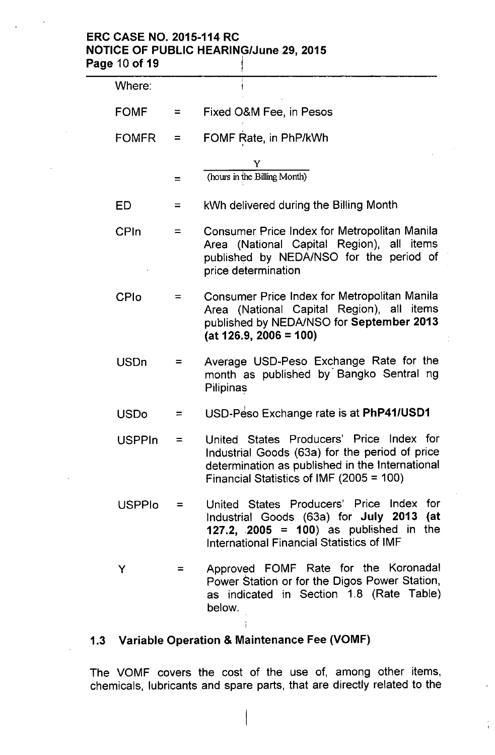Where:

| | | |
|---|---|---|
| FOMF | = | Fixed O&M Fee, in Pesos |
| FOMFR | = | FOMF Rate, in PhP/kWh |
| | = | $\frac{Y}{\text{(hours in the Billing Month)}}$ |
| ED | = | kWh delivered during the Billing Month |
| CPIn | = | Consumer Price Index for Metropolitan Manila Area (National Capital Region), all items published by NEDA/NSO for the period of price determination |
| CPIo | = | Consumer Price Index for Metropolitan Manila Area (National Capital Region), all items published by NEDA/NSO for **September 2013 (at 126.9, 2006 = 100)** |
| USDn | = | Average USD-Peso Exchange Rate for the month as published by Bangko Sentral ng Pilipinas |
| USDo | = | USD-Peso Exchange rate is at **PhP41/USD1** |
| USPPIn | = | United States Producers' Price Index for Industrial Goods (63a) for the period of price determination as published in the International Financial Statistics of IMF (2005 = 100) |
| USPPIo | = | United States Producers' Price Index for Industrial Goods (63a) for **July 2013 (at 127.2, 2005 = 100)** as published in the International Financial Statistics of IMF |
| Y | = | Approved FOMF Rate for the Koronadal Power Station or for the Digos Power Station, as indicated in Section 1.8 (Rate Table) below. |

### 1.3 Variable Operation & Maintenance Fee (VOMF)

The VOMF covers the cost of the use of, among other items, chemicals, lubricants and spare parts, that are directly related to the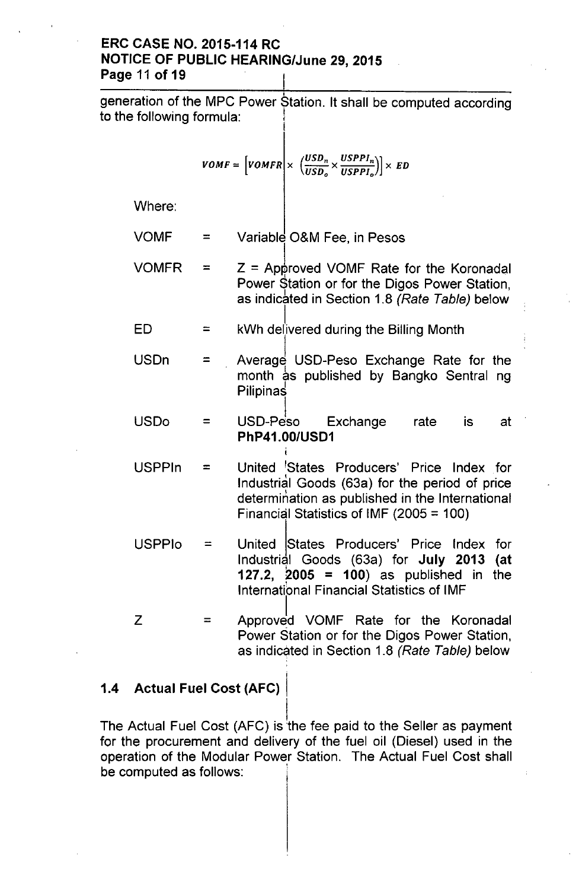generation of the MPC Power Station. It shall be computed according to the following formula:

$$VOMF = \left[VOMFR \times \left(\frac{USD_n}{USD_o} \times \frac{USPPI_n}{USPPI_o}\right)\right] \times ED$$

Where:

| | | |
|---|---|---|
| VOMF | = | Variable O&M Fee, in Pesos |
| VOMFR | = | Z = Approved VOMF Rate for the Koronadal Power Station or for the Digos Power Station, as indicated in Section 1.8 *(Rate Table)* below |
| ED | = | kWh delivered during the Billing Month |
| USDn | = | Average USD-Peso Exchange Rate for the month as published by Bangko Sentral ng Pilipinas |
| USDo | = | USD-Peso Exchange rate is at **PhP41.00/USD1** |
| USPPIn | = | United States Producers' Price Index for Industrial Goods (63a) for the period of price determination as published in the International Financial Statistics of IMF (2005 = 100) |
| USPPIo | = | United States Producers' Price Index for Industrial Goods (63a) for **July 2013 (at 127.2, 2005 = 100)** as published in the International Financial Statistics of IMF |
| Z | = | Approved VOMF Rate for the Koronadal Power Station or for the Digos Power Station, as indicated in Section 1.8 *(Rate Table)* below |

### 1.4 Actual Fuel Cost (AFC)

The Actual Fuel Cost (AFC) is the fee paid to the Seller as payment for the procurement and delivery of the fuel oil (Diesel) used in the operation of the Modular Power Station. The Actual Fuel Cost shall be computed as follows: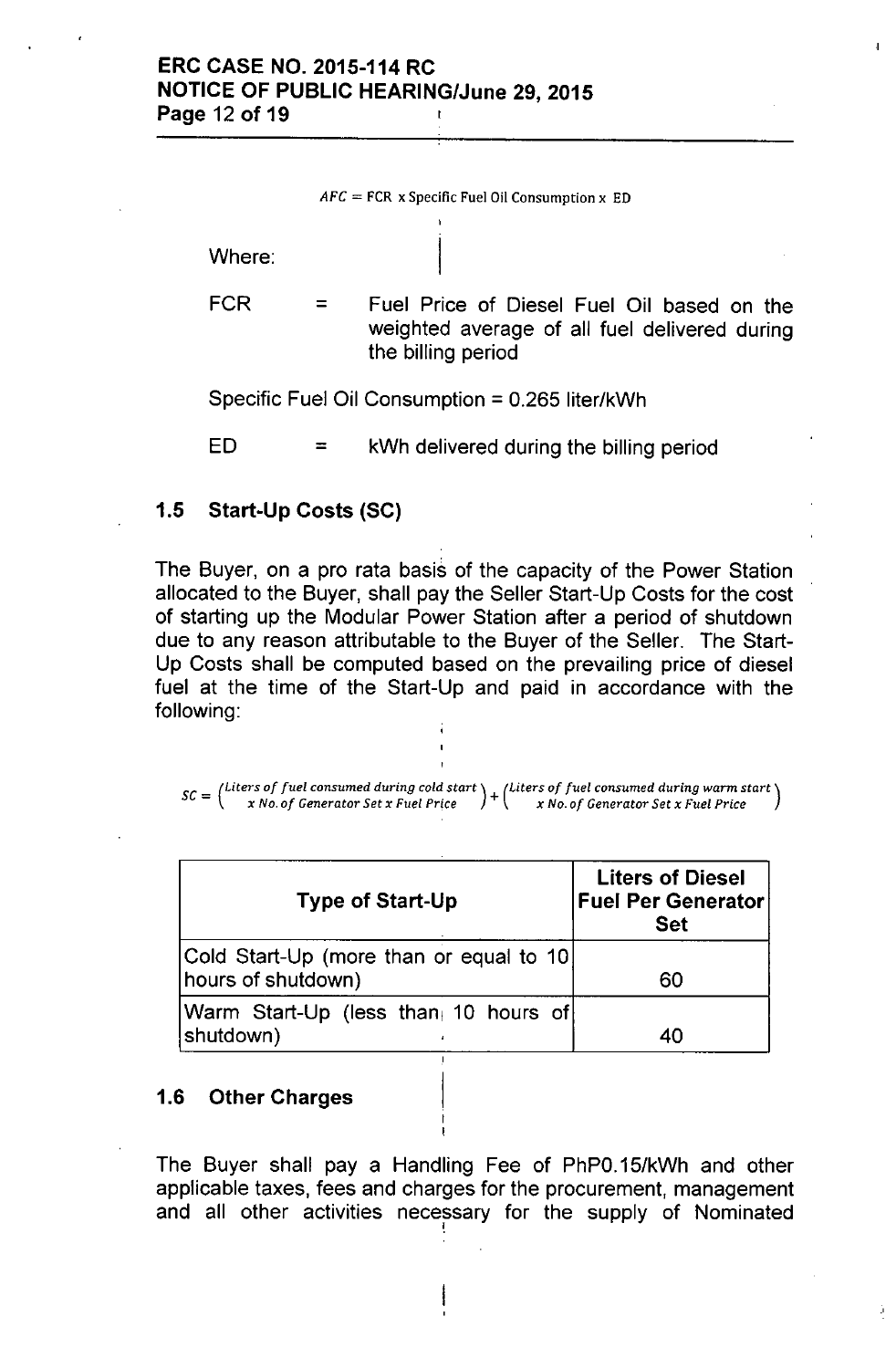$$AFC = \text{FCR} \times \text{Specific Fuel Oil Consumption} \times \text{ED}$$

Where:

FCR = Fuel Price of Diesel Fuel Oil based on the weighted average of all fuel delivered during the billing period

Specific Fuel Oil Consumption = 0.265 liter/kWh

ED = kWh delivered during the billing period

### 1.5 Start-Up Costs (SC)

The Buyer, on a pro rata basis of the capacity of the Power Station allocated to the Buyer, shall pay the Seller Start-Up Costs for the cost of starting up the Modular Power Station after a period of shutdown due to any reason attributable to the Buyer of the Seller. The Start-Up Costs shall be computed based on the prevailing price of diesel fuel at the time of the Start-Up and paid in accordance with the following:

$$SC = \left(\begin{matrix} \text{Liters of fuel consumed during cold start} \\ \text{x No. of Generator Set x Fuel Price} \end{matrix}\right) + \left(\begin{matrix} \text{Liters of fuel consumed during warm start} \\ \text{x No. of Generator Set x Fuel Price} \end{matrix}\right)$$

| Type of Start-Up | Liters of Diesel Fuel Per Generator Set |
|---|---|
| Cold Start-Up (more than or equal to 10 hours of shutdown) | 60 |
| Warm Start-Up (less than 10 hours of shutdown) | 40 |

### 1.6 Other Charges

The Buyer shall pay a Handling Fee of PhP0.15/kWh and other applicable taxes, fees and charges for the procurement, management and all other activities necessary for the supply of Nominated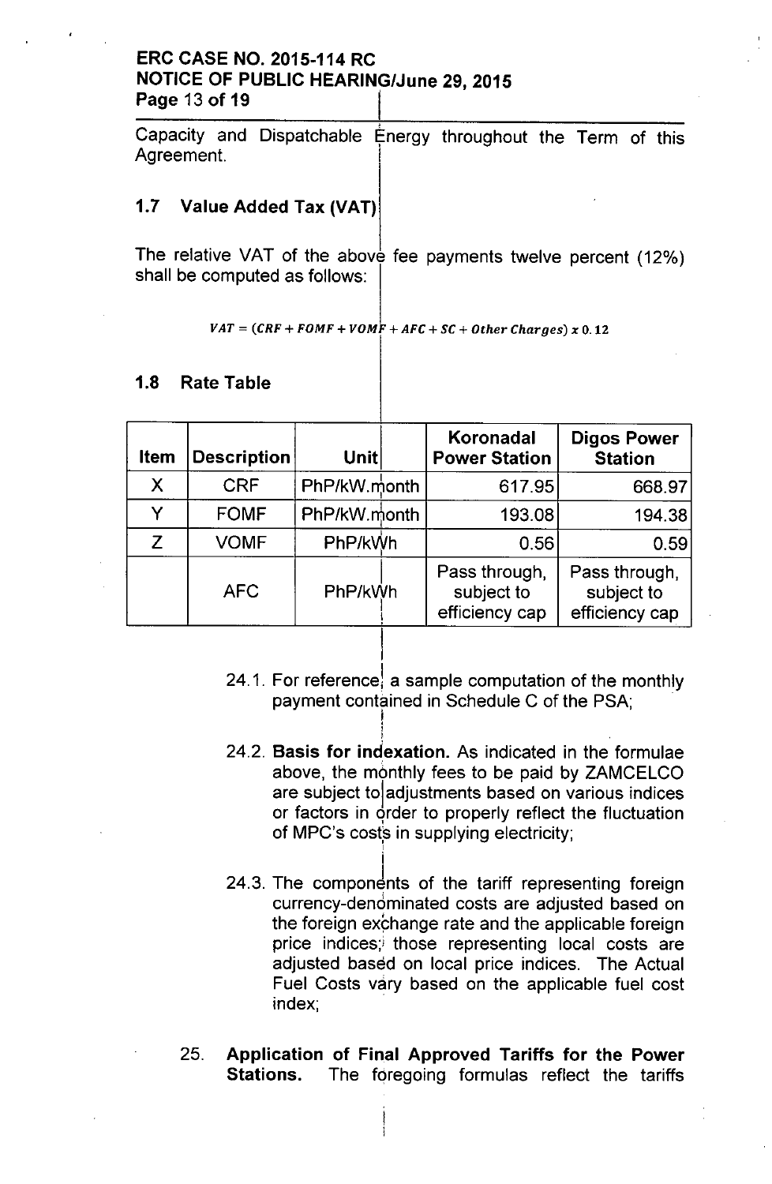Capacity and Dispatchable Energy throughout the Term of this Agreement.

### 1.7 Value Added Tax (VAT)

The relative VAT of the above fee payments twelve percent (12%) shall be computed as follows:

$$VAT = (CRF + FOMF + VOMF + AFC + SC + Other\ Charges)\ x\ 0.12$$

### 1.8 Rate Table

| Item | Description | Unit | Koronadal Power Station | Digos Power Station |
|---|---|---|---|---|
| X | CRF | PhP/kW.month | 617.95 | 668.97 |
| Y | FOMF | PhP/kW.month | 193.08 | 194.38 |
| Z | VOMF | PhP/kWh | 0.56 | 0.59 |
|  | AFC | PhP/kWh | Pass through, subject to efficiency cap | Pass through, subject to efficiency cap |

24.1. For reference, a sample computation of the monthly payment contained in Schedule C of the PSA;

24.2. **Basis for indexation.** As indicated in the formulae above, the monthly fees to be paid by ZAMCELCO are subject to adjustments based on various indices or factors in order to properly reflect the fluctuation of MPC's costs in supplying electricity;

24.3. The components of the tariff representing foreign currency-denominated costs are adjusted based on the foreign exchange rate and the applicable foreign price indices; those representing local costs are adjusted based on local price indices. The Actual Fuel Costs vary based on the applicable fuel cost index;

25. **Application of Final Approved Tariffs for the Power Stations.** The foregoing formulas reflect the tariffs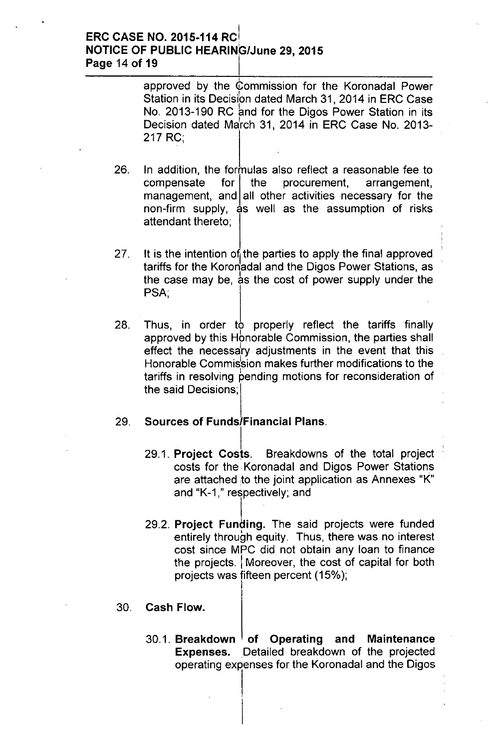approved by the Commission for the Koronadal Power Station in its Decision dated March 31, 2014 in ERC Case No. 2013-190 RC and for the Digos Power Station in its Decision dated March 31, 2014 in ERC Case No. 2013-217 RC;

26. In addition, the formulas also reflect a reasonable fee to compensate for the procurement, arrangement, management, and all other activities necessary for the non-firm supply, as well as the assumption of risks attendant thereto;

27. It is the intention of the parties to apply the final approved tariffs for the Koronadal and the Digos Power Stations, as the case may be, as the cost of power supply under the PSA;

28. Thus, in order to properly reflect the tariffs finally approved by this Honorable Commission, the parties shall effect the necessary adjustments in the event that this Honorable Commission makes further modifications to the tariffs in resolving pending motions for reconsideration of the said Decisions;

29. **Sources of Funds/Financial Plans.**

    29.1. **Project Costs.** Breakdowns of the total project costs for the Koronadal and Digos Power Stations are attached to the joint application as Annexes "K" and "K-1," respectively; and

    29.2. **Project Funding.** The said projects were funded entirely through equity. Thus, there was no interest cost since MPC did not obtain any loan to finance the projects. Moreover, the cost of capital for both projects was fifteen percent (15%);

30. **Cash Flow.**

    30.1. **Breakdown of Operating and Maintenance Expenses.** Detailed breakdown of the projected operating expenses for the Koronadal and the Digos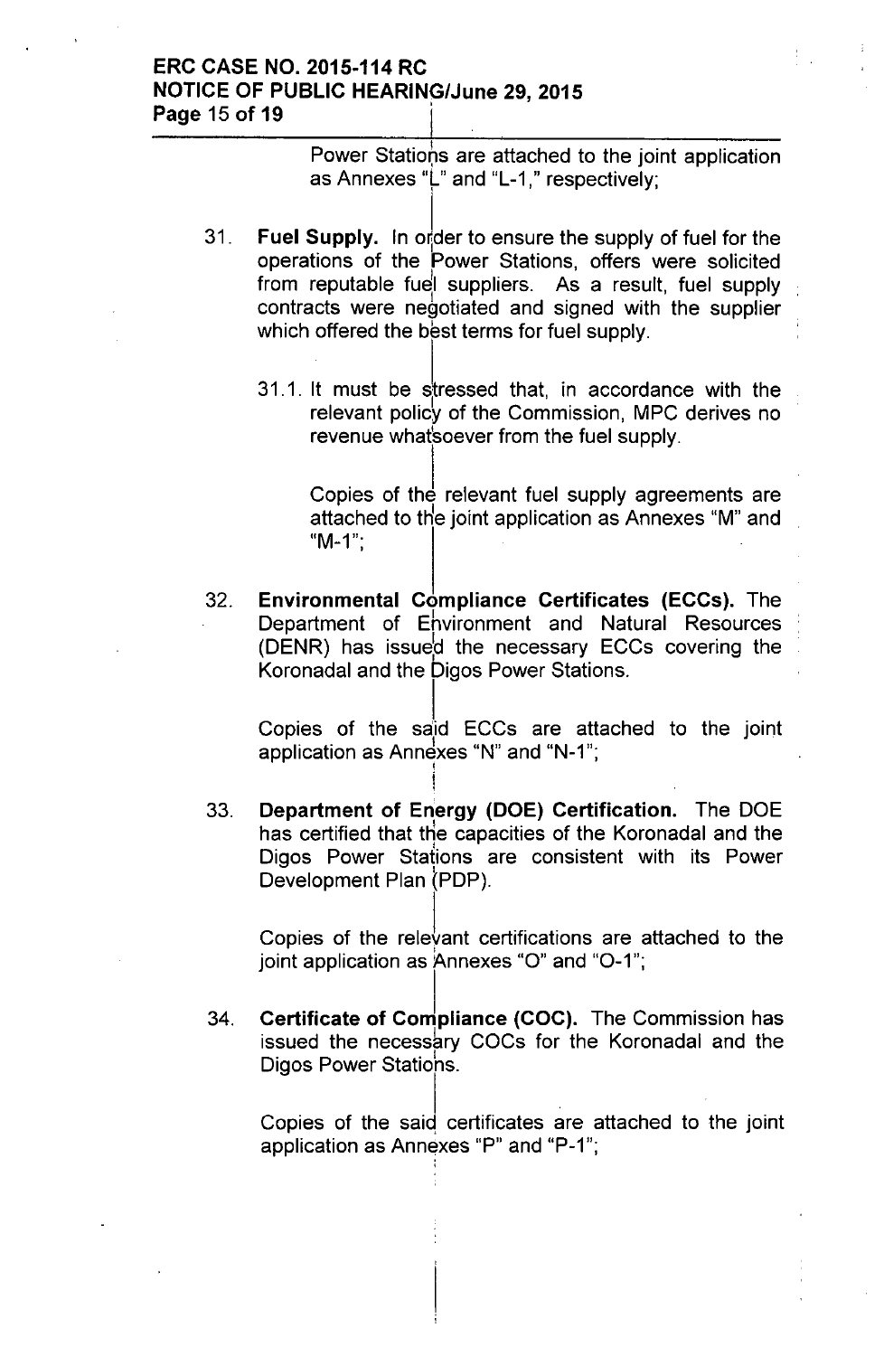Power Stations are attached to the joint application as Annexes "L" and "L-1," respectively;

31. **Fuel Supply.** In order to ensure the supply of fuel for the operations of the Power Stations, offers were solicited from reputable fuel suppliers. As a result, fuel supply contracts were negotiated and signed with the supplier which offered the best terms for fuel supply.

    31.1. It must be stressed that, in accordance with the relevant policy of the Commission, MPC derives no revenue whatsoever from the fuel supply.

    Copies of the relevant fuel supply agreements are attached to the joint application as Annexes "M" and "M-1";

32. **Environmental Compliance Certificates (ECCs).** The Department of Environment and Natural Resources (DENR) has issued the necessary ECCs covering the Koronadal and the Digos Power Stations.

    Copies of the said ECCs are attached to the joint application as Annexes "N" and "N-1";

33. **Department of Energy (DOE) Certification.** The DOE has certified that the capacities of the Koronadal and the Digos Power Stations are consistent with its Power Development Plan (PDP).

    Copies of the relevant certifications are attached to the joint application as Annexes "O" and "O-1";

34. **Certificate of Compliance (COC).** The Commission has issued the necessary COCs for the Koronadal and the Digos Power Stations.

    Copies of the said certificates are attached to the joint application as Annexes "P" and "P-1";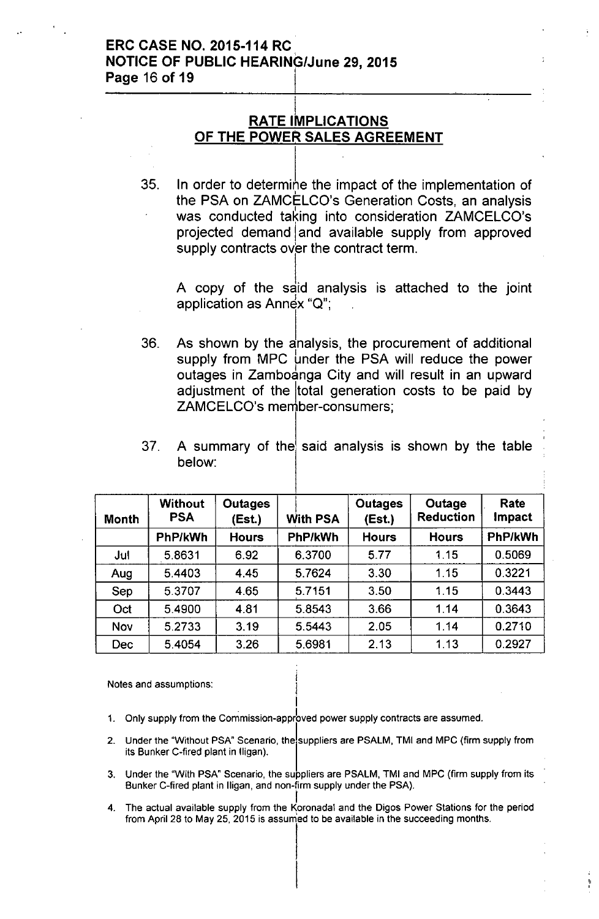## RATE IMPLICATIONS OF THE POWER SALES AGREEMENT

35. In order to determine the impact of the implementation of the PSA on ZAMCELCO's Generation Costs, an analysis was conducted taking into consideration ZAMCELCO's projected demand and available supply from approved supply contracts over the contract term.

    A copy of the said analysis is attached to the joint application as Annex "Q";

36. As shown by the analysis, the procurement of additional supply from MPC under the PSA will reduce the power outages in Zamboanga City and will result in an upward adjustment of the total generation costs to be paid by ZAMCELCO's member-consumers;

37. A summary of the said analysis is shown by the table below:

| Month | Without PSA | Outages (Est.) | With PSA | Outages (Est.) | Outage Reduction | Rate Impact |
|---|---|---|---|---|---|---|
| | PhP/kWh | Hours | PhP/kWh | Hours | Hours | PhP/kWh |
| Jul | 5.8631 | 6.92 | 6.3700 | 5.77 | 1.15 | 0.5069 |
| Aug | 5.4403 | 4.45 | 5.7624 | 3.30 | 1.15 | 0.3221 |
| Sep | 5.3707 | 4.65 | 5.7151 | 3.50 | 1.15 | 0.3443 |
| Oct | 5.4900 | 4.81 | 5.8543 | 3.66 | 1.14 | 0.3643 |
| Nov | 5.2733 | 3.19 | 5.5443 | 2.05 | 1.14 | 0.2710 |
| Dec | 5.4054 | 3.26 | 5.6981 | 2.13 | 1.13 | 0.2927 |

Notes and assumptions:

1. Only supply from the Commission-approved power supply contracts are assumed.
2. Under the "Without PSA" Scenario, the suppliers are PSALM, TMI and MPC (firm supply from its Bunker C-fired plant in Iligan).
3. Under the "With PSA" Scenario, the suppliers are PSALM, TMI and MPC (firm supply from its Bunker C-fired plant in Iligan, and non-firm supply under the PSA).
4. The actual available supply from the Koronadal and the Digos Power Stations for the period from April 28 to May 25, 2015 is assumed to be available in the succeeding months.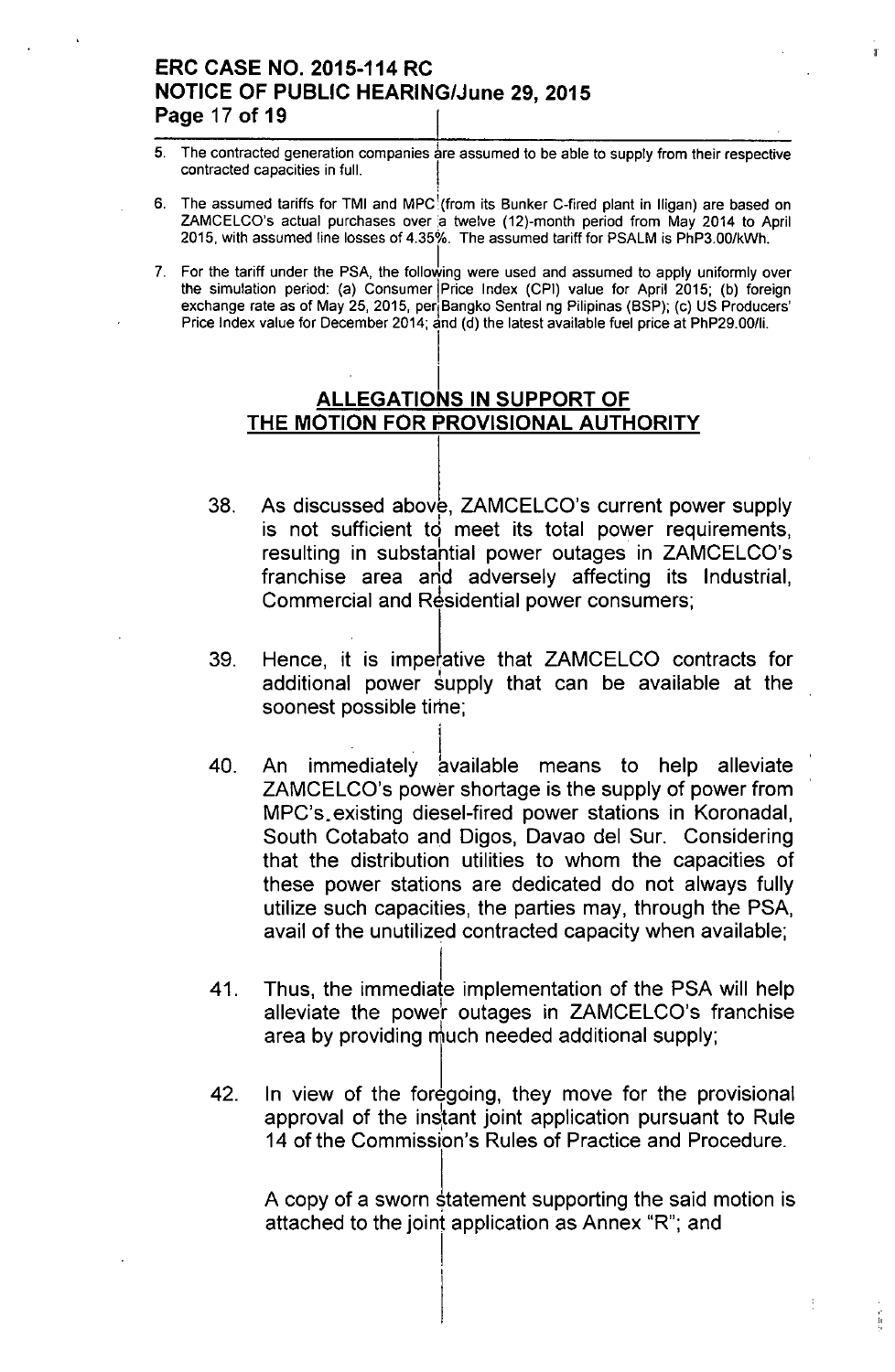5. The contracted generation companies are assumed to be able to supply from their respective contracted capacities in full.

6. The assumed tariffs for TMI and MPC (from its Bunker C-fired plant in Iligan) are based on ZAMCELCO's actual purchases over a twelve (12)-month period from May 2014 to April 2015, with assumed line losses of 4.35%. The assumed tariff for PSALM is PhP3.00/kWh.

7. For the tariff under the PSA, the following were used and assumed to apply uniformly over the simulation period: (a) Consumer Price Index (CPI) value for April 2015; (b) foreign exchange rate as of May 25, 2015, per Bangko Sentral ng Pilipinas (BSP); (c) US Producers' Price Index value for December 2014; and (d) the latest available fuel price at PhP29.00/li.

## ALLEGATIONS IN SUPPORT OF THE MOTION FOR PROVISIONAL AUTHORITY

38. As discussed above, ZAMCELCO's current power supply is not sufficient to meet its total power requirements, resulting in substantial power outages in ZAMCELCO's franchise area and adversely affecting its Industrial, Commercial and Residential power consumers;

39. Hence, it is imperative that ZAMCELCO contracts for additional power supply that can be available at the soonest possible time;

40. An immediately available means to help alleviate ZAMCELCO's power shortage is the supply of power from MPC's existing diesel-fired power stations in Koronadal, South Cotabato and Digos, Davao del Sur. Considering that the distribution utilities to whom the capacities of these power stations are dedicated do not always fully utilize such capacities, the parties may, through the PSA, avail of the unutilized contracted capacity when available;

41. Thus, the immediate implementation of the PSA will help alleviate the power outages in ZAMCELCO's franchise area by providing much needed additional supply;

42. In view of the foregoing, they move for the provisional approval of the instant joint application pursuant to Rule 14 of the Commission's Rules of Practice and Procedure.

A copy of a sworn statement supporting the said motion is attached to the joint application as Annex "R"; and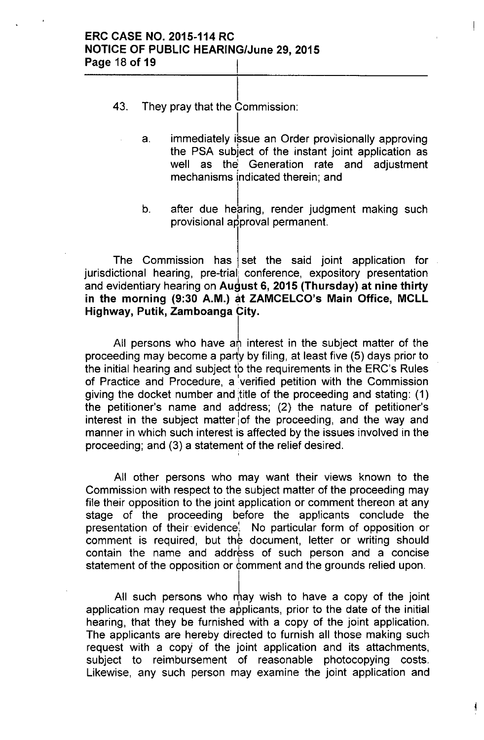43. They pray that the Commission:

    a. immediately issue an Order provisionally approving the PSA subject of the instant joint application as well as the Generation rate and adjustment mechanisms indicated therein; and

    b. after due hearing, render judgment making such provisional approval permanent.

The Commission has set the said joint application for jurisdictional hearing, pre-trial conference, expository presentation and evidentiary hearing on **August 6, 2015 (Thursday) at nine thirty in the morning (9:30 A.M.) at ZAMCELCO's Main Office, MCLL Highway, Putik, Zamboanga City.**

All persons who have an interest in the subject matter of the proceeding may become a party by filing, at least five (5) days prior to the initial hearing and subject to the requirements in the ERC's Rules of Practice and Procedure, a verified petition with the Commission giving the docket number and title of the proceeding and stating: (1) the petitioner's name and address; (2) the nature of petitioner's interest in the subject matter of the proceeding, and the way and manner in which such interest is affected by the issues involved in the proceeding; and (3) a statement of the relief desired.

All other persons who may want their views known to the Commission with respect to the subject matter of the proceeding may file their opposition to the joint application or comment thereon at any stage of the proceeding before the applicants conclude the presentation of their evidence. No particular form of opposition or comment is required, but the document, letter or writing should contain the name and address of such person and a concise statement of the opposition or comment and the grounds relied upon.

All such persons who may wish to have a copy of the joint application may request the applicants, prior to the date of the initial hearing, that they be furnished with a copy of the joint application. The applicants are hereby directed to furnish all those making such request with a copy of the joint application and its attachments, subject to reimbursement of reasonable photocopying costs. Likewise, any such person may examine the joint application and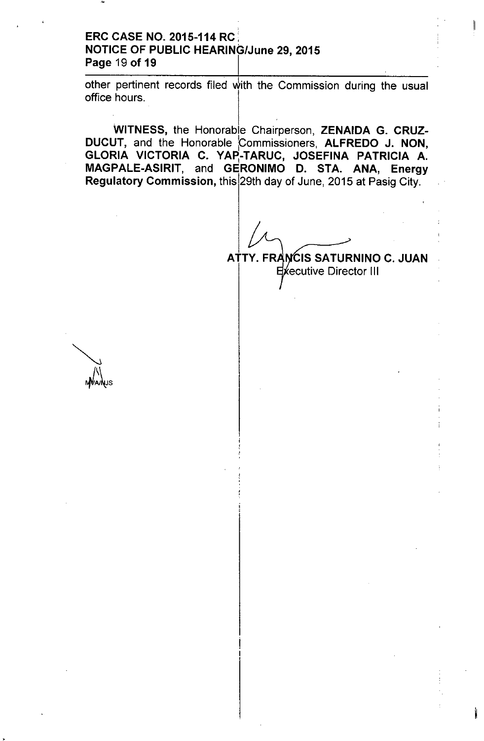other pertinent records filed with the Commission during the usual office hours.

**WITNESS,** the Honorable Chairperson, **ZENAIDA G. CRUZ-DUCUT,** and the Honorable Commissioners, **ALFREDO J. NON, GLORIA VICTORIA C. YAP-TARUC, JOSEFINA PATRICIA A. MAGPALE-ASIRIT,** and **GERONIMO D. STA. ANA, Energy Regulatory Commission,** this 29th day of June, 2015 at Pasig City.

**ATTY. FRANCIS SATURNINO C. JUAN**
Executive Director III

MVA/NJS